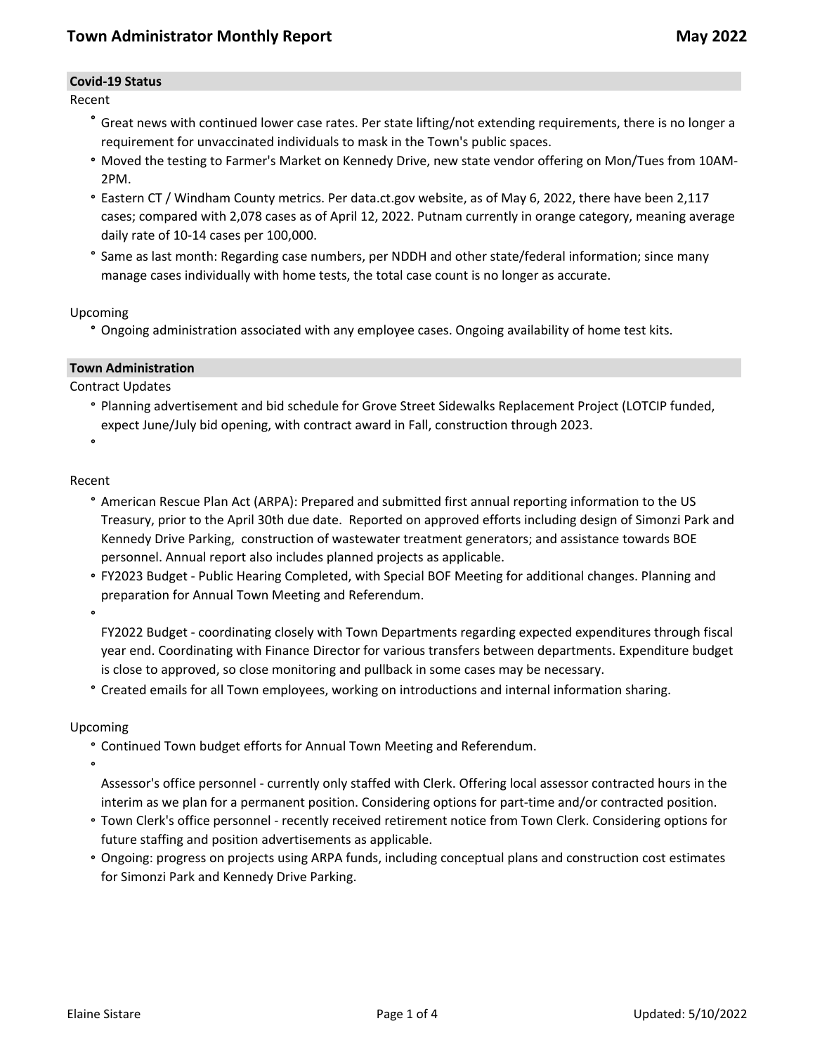# Town Administrator Monthly Report — May 2022

## Covid-19 Status

Recent

- Great news with continued lower case rates. Per state lifting/not extending requirements, there is no longer a requirement for unvaccinated individuals to mask in the Town's public spaces.
- Moved the testing to Farmer's Market on Kennedy Drive, new state vendor offering on Mon/Tues from 10AM-2PM.
- Eastern CT / Windham County metrics. Per data.ct.gov website, as of May 6, 2022, there have been 2,117 cases; compared with 2,078 cases as of April 12, 2022. Putnam currently in orange category, meaning average daily rate of 10-14 cases per 100,000.
- Same as last month: Regarding case numbers, per NDDH and other state/federal information; since many manage cases individually with home tests, the total case count is no longer as accurate.

Upcoming

- Ongoing administration associated with any employee cases. Ongoing availability of home test kits.

## Town Administration

Contract Updates

- Planning advertisement and bid schedule for Grove Street Sidewalks Replacement Project (LOTCIP funded, expect June/July bid opening, with contract award in Fall, construction through 2023.

Recent

- American Rescue Plan Act (ARPA): Prepared and submitted first annual reporting information to the US Treasury, prior to the April 30th due date. Reported on approved efforts including design of Simonzi Park and Kennedy Drive Parking, construction of wastewater treatment generators; and assistance towards BOE personnel. Annual report also includes planned projects as applicable.
- FY2023 Budget - Public Hearing Completed, with Special BOF Meeting for additional changes. Planning and preparation for Annual Town Meeting and Referendum.
- FY2022 Budget - coordinating closely with Town Departments regarding expected expenditures through fiscal year end. Coordinating with Finance Director for various transfers between departments. Expenditure budget is close to approved, so close monitoring and pullback in some cases may be necessary.
- Created emails for all Town employees, working on introductions and internal information sharing.

Upcoming

- Continued Town budget efforts for Annual Town Meeting and Referendum.
- Assessor's office personnel - currently only staffed with Clerk. Offering local assessor contracted hours in the interim as we plan for a permanent position. Considering options for part-time and/or contracted position.
- Town Clerk's office personnel - recently received retirement notice from Town Clerk. Considering options for future staffing and position advertisements as applicable.
- Ongoing: progress on projects using ARPA funds, including conceptual plans and construction cost estimates for Simonzi Park and Kennedy Drive Parking.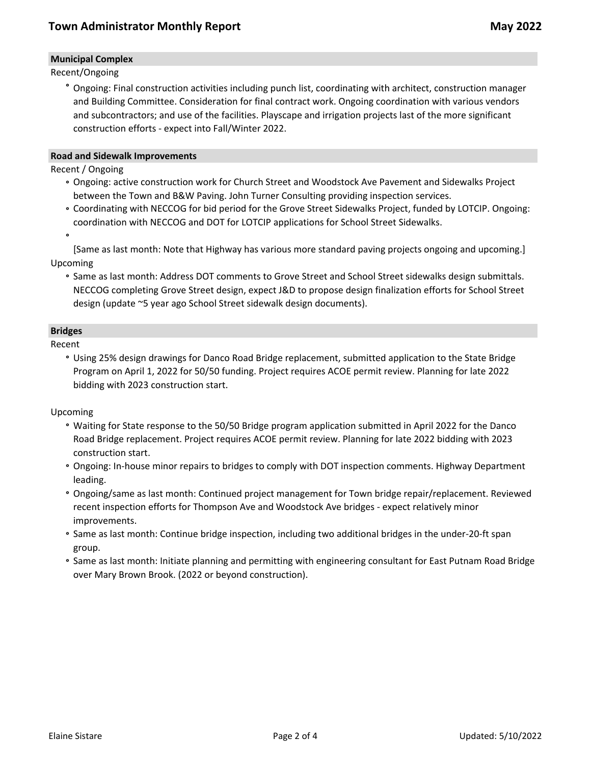### Municipal Complex

Recent/Ongoing

- Ongoing: Final construction activities including punch list, coordinating with architect, construction manager and Building Committee. Consideration for final contract work. Ongoing coordination with various vendors and subcontractors; and use of the facilities. Playscape and irrigation projects last of the more significant construction efforts - expect into Fall/Winter 2022.

### Road and Sidewalk Improvements

Recent / Ongoing

- Ongoing: active construction work for Church Street and Woodstock Ave Pavement and Sidewalks Project between the Town and B&W Paving. John Turner Consulting providing inspection services.
- Coordinating with NECCOG for bid period for the Grove Street Sidewalks Project, funded by LOTCIP. Ongoing: coordination with NECCOG and DOT for LOTCIP applications for School Street Sidewalks.
- 

[Same as last month: Note that Highway has various more standard paving projects ongoing and upcoming.]

Upcoming

- Same as last month: Address DOT comments to Grove Street and School Street sidewalks design submittals. NECCOG completing Grove Street design, expect J&D to propose design finalization efforts for School Street design (update ~5 year ago School Street sidewalk design documents).

### Bridges

Recent

- Using 25% design drawings for Danco Road Bridge replacement, submitted application to the State Bridge Program on April 1, 2022 for 50/50 funding. Project requires ACOE permit review. Planning for late 2022 bidding with 2023 construction start.

Upcoming

- Waiting for State response to the 50/50 Bridge program application submitted in April 2022 for the Danco Road Bridge replacement. Project requires ACOE permit review. Planning for late 2022 bidding with 2023 construction start.
- Ongoing: In-house minor repairs to bridges to comply with DOT inspection comments. Highway Department leading.
- Ongoing/same as last month: Continued project management for Town bridge repair/replacement. Reviewed recent inspection efforts for Thompson Ave and Woodstock Ave bridges - expect relatively minor improvements.
- Same as last month: Continue bridge inspection, including two additional bridges in the under-20-ft span group.
- Same as last month: Initiate planning and permitting with engineering consultant for East Putnam Road Bridge over Mary Brown Brook. (2022 or beyond construction).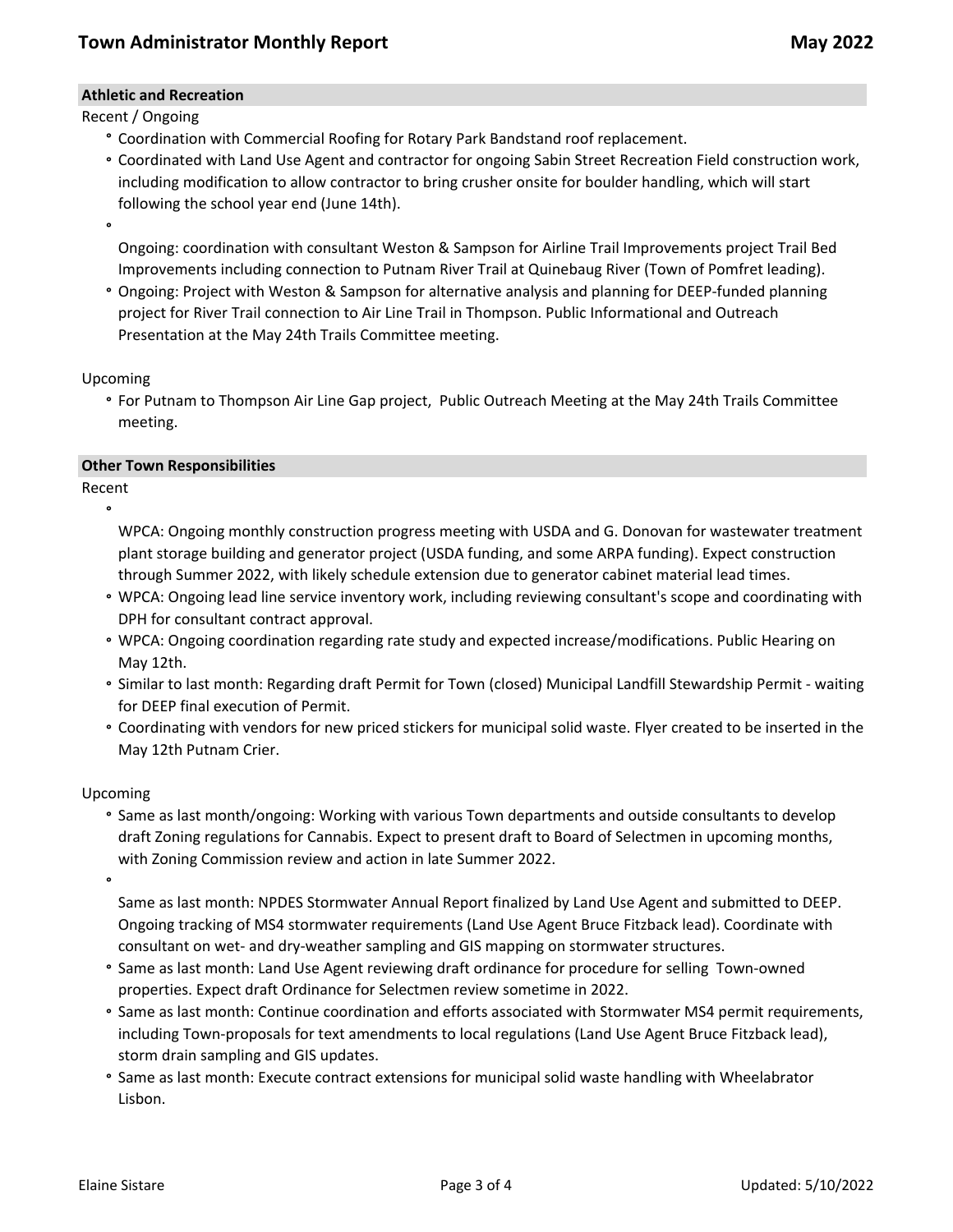## Athletic and Recreation

Recent / Ongoing

- Coordination with Commercial Roofing for Rotary Park Bandstand roof replacement.
- Coordinated with Land Use Agent and contractor for ongoing Sabin Street Recreation Field construction work, including modification to allow contractor to bring crusher onsite for boulder handling, which will start following the school year end (June 14th).
- Ongoing: coordination with consultant Weston & Sampson for Airline Trail Improvements project Trail Bed Improvements including connection to Putnam River Trail at Quinebaug River (Town of Pomfret leading).
- Ongoing: Project with Weston & Sampson for alternative analysis and planning for DEEP-funded planning project for River Trail connection to Air Line Trail in Thompson. Public Informational and Outreach Presentation at the May 24th Trails Committee meeting.

Upcoming

- For Putnam to Thompson Air Line Gap project, Public Outreach Meeting at the May 24th Trails Committee meeting.

## Other Town Responsibilities

Recent

- WPCA: Ongoing monthly construction progress meeting with USDA and G. Donovan for wastewater treatment plant storage building and generator project (USDA funding, and some ARPA funding). Expect construction through Summer 2022, with likely schedule extension due to generator cabinet material lead times.
- WPCA: Ongoing lead line service inventory work, including reviewing consultant's scope and coordinating with DPH for consultant contract approval.
- WPCA: Ongoing coordination regarding rate study and expected increase/modifications. Public Hearing on May 12th.
- Similar to last month: Regarding draft Permit for Town (closed) Municipal Landfill Stewardship Permit - waiting for DEEP final execution of Permit.
- Coordinating with vendors for new priced stickers for municipal solid waste. Flyer created to be inserted in the May 12th Putnam Crier.

Upcoming

- Same as last month/ongoing: Working with various Town departments and outside consultants to develop draft Zoning regulations for Cannabis. Expect to present draft to Board of Selectmen in upcoming months, with Zoning Commission review and action in late Summer 2022.
- Same as last month: NPDES Stormwater Annual Report finalized by Land Use Agent and submitted to DEEP. Ongoing tracking of MS4 stormwater requirements (Land Use Agent Bruce Fitzback lead). Coordinate with consultant on wet- and dry-weather sampling and GIS mapping on stormwater structures.
- Same as last month: Land Use Agent reviewing draft ordinance for procedure for selling Town-owned properties. Expect draft Ordinance for Selectmen review sometime in 2022.
- Same as last month: Continue coordination and efforts associated with Stormwater MS4 permit requirements, including Town-proposals for text amendments to local regulations (Land Use Agent Bruce Fitzback lead), storm drain sampling and GIS updates.
- Same as last month: Execute contract extensions for municipal solid waste handling with Wheelabrator Lisbon.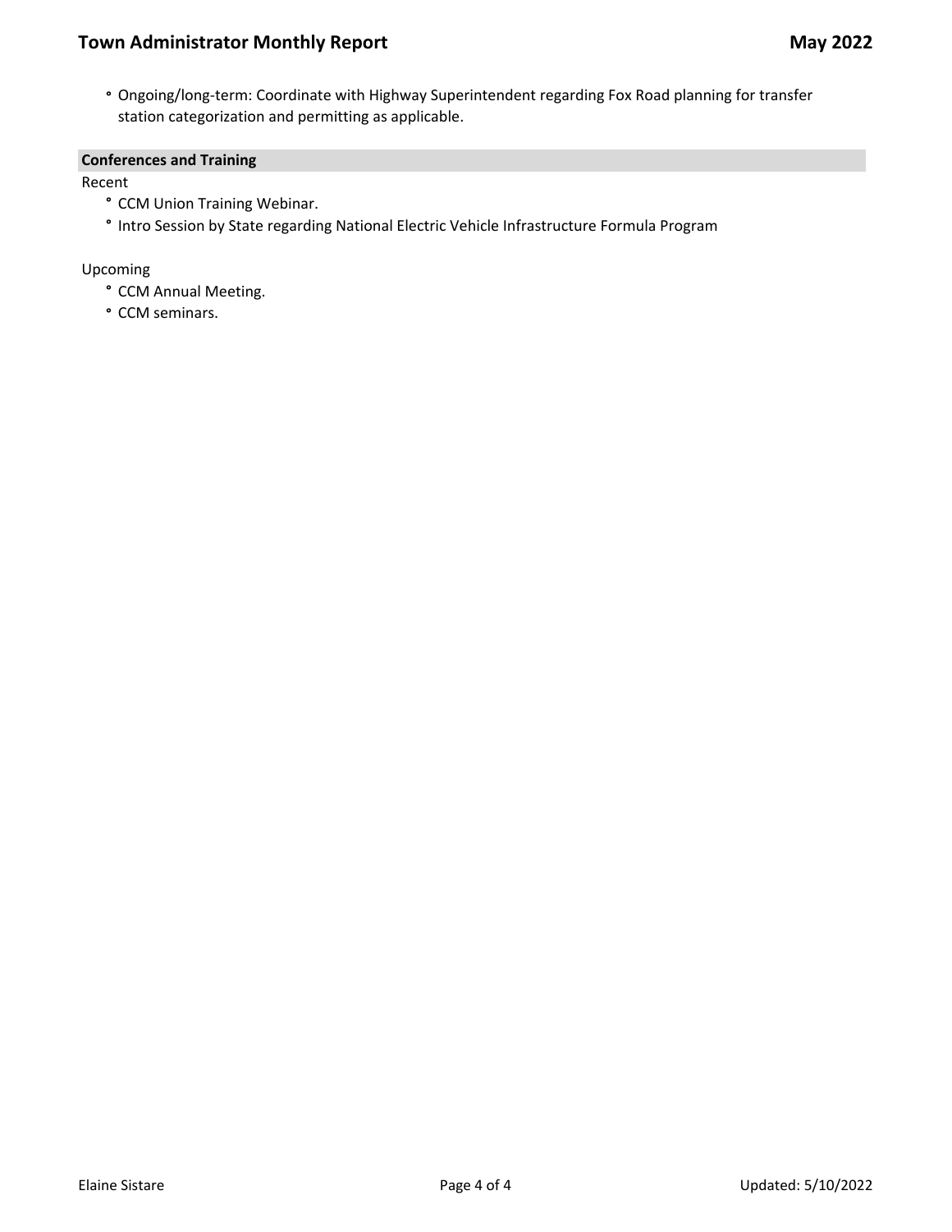- Ongoing/long-term: Coordinate with Highway Superintendent regarding Fox Road planning for transfer station categorization and permitting as applicable.

## Conferences and Training

Recent

- CCM Union Training Webinar.
- Intro Session by State regarding National Electric Vehicle Infrastructure Formula Program

Upcoming

- CCM Annual Meeting.
- CCM seminars.